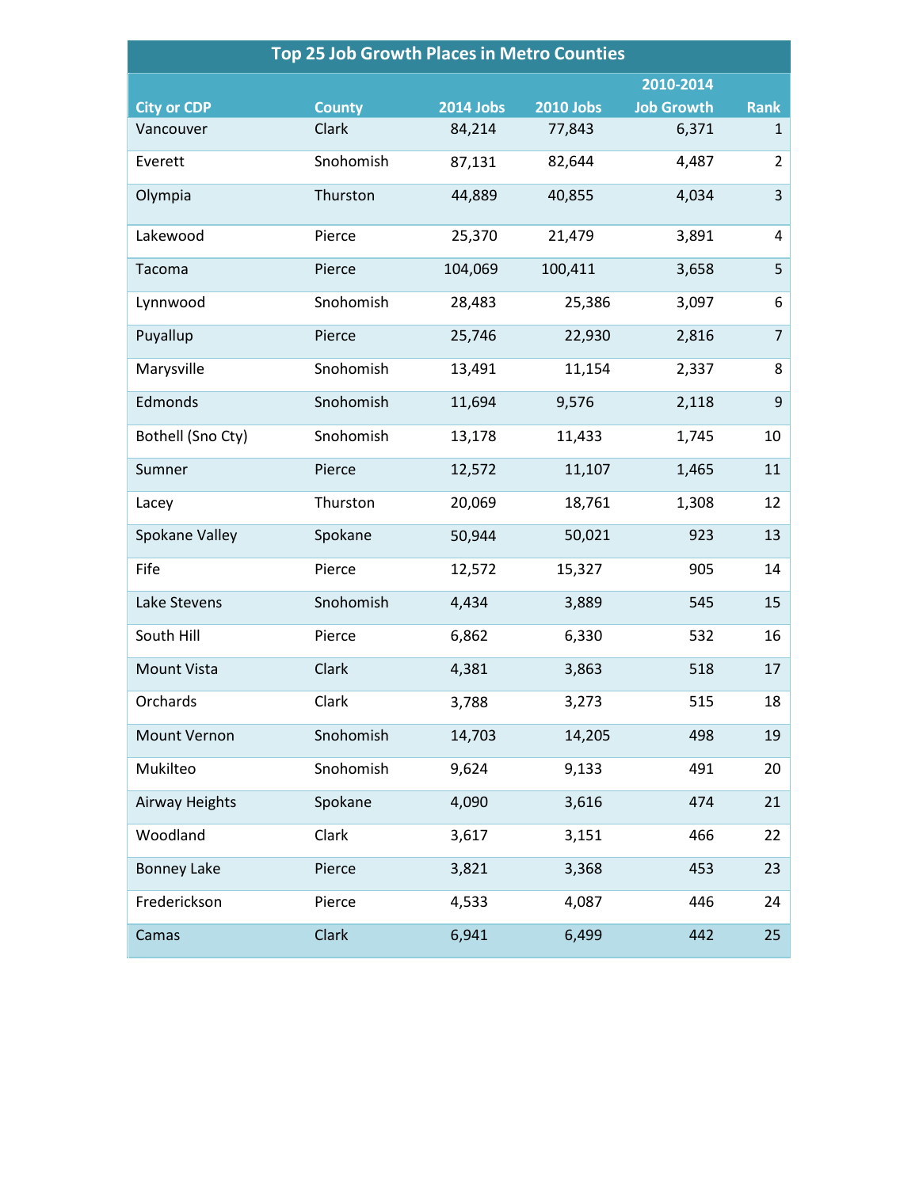# Top 25 Job Growth Places in Metro Counties

| City or CDP | County | 2014 Jobs | 2010 Jobs | 2010-2014 Job Growth | Rank |
|---|---|---|---|---|---|
| Vancouver | Clark | 84,214 | 77,843 | 6,371 | 1 |
| Everett | Snohomish | 87,131 | 82,644 | 4,487 | 2 |
| Olympia | Thurston | 44,889 | 40,855 | 4,034 | 3 |
| Lakewood | Pierce | 25,370 | 21,479 | 3,891 | 4 |
| Tacoma | Pierce | 104,069 | 100,411 | 3,658 | 5 |
| Lynnwood | Snohomish | 28,483 | 25,386 | 3,097 | 6 |
| Puyallup | Pierce | 25,746 | 22,930 | 2,816 | 7 |
| Marysville | Snohomish | 13,491 | 11,154 | 2,337 | 8 |
| Edmonds | Snohomish | 11,694 | 9,576 | 2,118 | 9 |
| Bothell (Sno Cty) | Snohomish | 13,178 | 11,433 | 1,745 | 10 |
| Sumner | Pierce | 12,572 | 11,107 | 1,465 | 11 |
| Lacey | Thurston | 20,069 | 18,761 | 1,308 | 12 |
| Spokane Valley | Spokane | 50,944 | 50,021 | 923 | 13 |
| Fife | Pierce | 12,572 | 15,327 | 905 | 14 |
| Lake Stevens | Snohomish | 4,434 | 3,889 | 545 | 15 |
| South Hill | Pierce | 6,862 | 6,330 | 532 | 16 |
| Mount Vista | Clark | 4,381 | 3,863 | 518 | 17 |
| Orchards | Clark | 3,788 | 3,273 | 515 | 18 |
| Mount Vernon | Snohomish | 14,703 | 14,205 | 498 | 19 |
| Mukilteo | Snohomish | 9,624 | 9,133 | 491 | 20 |
| Airway Heights | Spokane | 4,090 | 3,616 | 474 | 21 |
| Woodland | Clark | 3,617 | 3,151 | 466 | 22 |
| Bonney Lake | Pierce | 3,821 | 3,368 | 453 | 23 |
| Frederickson | Pierce | 4,533 | 4,087 | 446 | 24 |
| Camas | Clark | 6,941 | 6,499 | 442 | 25 |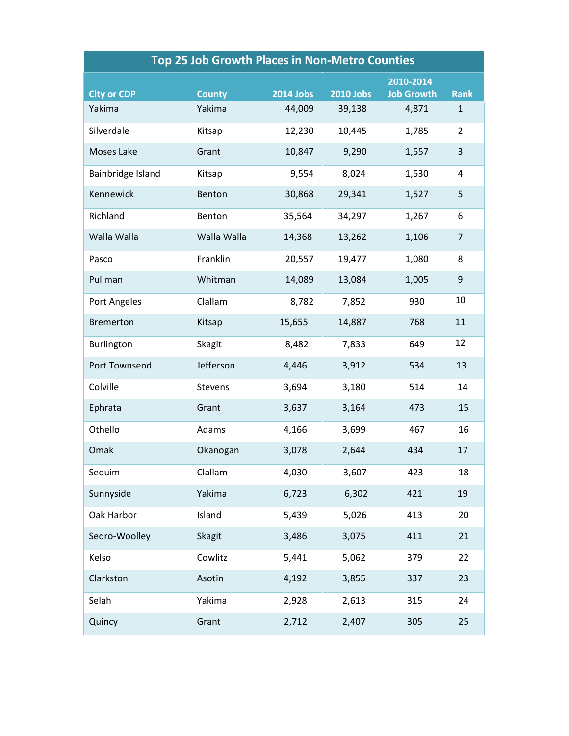| Top 25 Job Growth Places in Non-Metro Counties | | | | | |
|---|---|---|---|---|---|
| City or CDP | County | 2014 Jobs | 2010 Jobs | 2010-2014 Job Growth | Rank |
| Yakima | Yakima | 44,009 | 39,138 | 4,871 | 1 |
| Silverdale | Kitsap | 12,230 | 10,445 | 1,785 | 2 |
| Moses Lake | Grant | 10,847 | 9,290 | 1,557 | 3 |
| Bainbridge Island | Kitsap | 9,554 | 8,024 | 1,530 | 4 |
| Kennewick | Benton | 30,868 | 29,341 | 1,527 | 5 |
| Richland | Benton | 35,564 | 34,297 | 1,267 | 6 |
| Walla Walla | Walla Walla | 14,368 | 13,262 | 1,106 | 7 |
| Pasco | Franklin | 20,557 | 19,477 | 1,080 | 8 |
| Pullman | Whitman | 14,089 | 13,084 | 1,005 | 9 |
| Port Angeles | Clallam | 8,782 | 7,852 | 930 | 10 |
| Bremerton | Kitsap | 15,655 | 14,887 | 768 | 11 |
| Burlington | Skagit | 8,482 | 7,833 | 649 | 12 |
| Port Townsend | Jefferson | 4,446 | 3,912 | 534 | 13 |
| Colville | Stevens | 3,694 | 3,180 | 514 | 14 |
| Ephrata | Grant | 3,637 | 3,164 | 473 | 15 |
| Othello | Adams | 4,166 | 3,699 | 467 | 16 |
| Omak | Okanogan | 3,078 | 2,644 | 434 | 17 |
| Sequim | Clallam | 4,030 | 3,607 | 423 | 18 |
| Sunnyside | Yakima | 6,723 | 6,302 | 421 | 19 |
| Oak Harbor | Island | 5,439 | 5,026 | 413 | 20 |
| Sedro-Woolley | Skagit | 3,486 | 3,075 | 411 | 21 |
| Kelso | Cowlitz | 5,441 | 5,062 | 379 | 22 |
| Clarkston | Asotin | 4,192 | 3,855 | 337 | 23 |
| Selah | Yakima | 2,928 | 2,613 | 315 | 24 |
| Quincy | Grant | 2,712 | 2,407 | 305 | 25 |